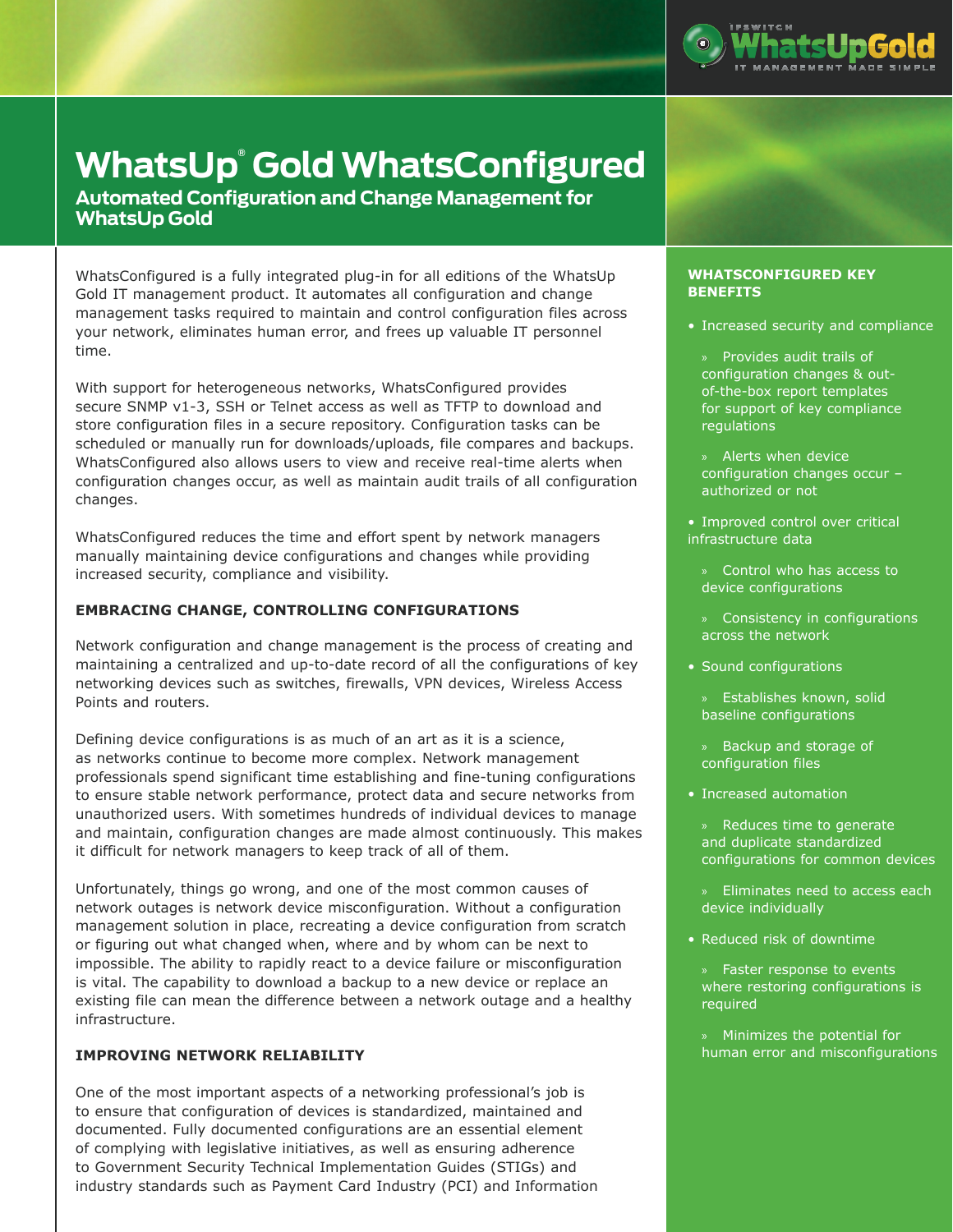# WhatsUp® Gold WhatsConfigured

## Automated Configuration and Change Management for WhatsUp Gold

WhatsConfigured is a fully integrated plug-in for all editions of the WhatsUp Gold IT management product. It automates all configuration and change management tasks required to maintain and control configuration files across your network, eliminates human error, and frees up valuable IT personnel time.

With support for heterogeneous networks, WhatsConfigured provides secure SNMP v1-3, SSH or Telnet access as well as TFTP to download and store configuration files in a secure repository. Configuration tasks can be scheduled or manually run for downloads/uploads, file compares and backups. WhatsConfigured also allows users to view and receive real-time alerts when configuration changes occur, as well as maintain audit trails of all configuration changes.

WhatsConfigured reduces the time and effort spent by network managers manually maintaining device configurations and changes while providing increased security, compliance and visibility.

### EMBRACING CHANGE, CONTROLLING CONFIGURATIONS

Network configuration and change management is the process of creating and maintaining a centralized and up-to-date record of all the configurations of key networking devices such as switches, firewalls, VPN devices, Wireless Access Points and routers.

Defining device configurations is as much of an art as it is a science, as networks continue to become more complex. Network management professionals spend significant time establishing and fine-tuning configurations to ensure stable network performance, protect data and secure networks from unauthorized users. With sometimes hundreds of individual devices to manage and maintain, configuration changes are made almost continuously. This makes it difficult for network managers to keep track of all of them.

Unfortunately, things go wrong, and one of the most common causes of network outages is network device misconfiguration. Without a configuration management solution in place, recreating a device configuration from scratch or figuring out what changed when, where and by whom can be next to impossible. The ability to rapidly react to a device failure or misconfiguration is vital. The capability to download a backup to a new device or replace an existing file can mean the difference between a network outage and a healthy infrastructure.

### IMPROVING NETWORK RELIABILITY

One of the most important aspects of a networking professional's job is to ensure that configuration of devices is standardized, maintained and documented. Fully documented configurations are an essential element of complying with legislative initiatives, as well as ensuring adherence to Government Security Technical Implementation Guides (STIGs) and industry standards such as Payment Card Industry (PCI) and Information

### WHATSCONFIGURED KEY BENEFITS

- Increased security and compliance
  - Provides audit trails of configuration changes & out-of-the-box report templates for support of key compliance regulations
  - Alerts when device configuration changes occur – authorized or not
- Improved control over critical infrastructure data
  - Control who has access to device configurations
  - Consistency in configurations across the network
- Sound configurations
  - Establishes known, solid baseline configurations
  - Backup and storage of configuration files
- Increased automation
  - Reduces time to generate and duplicate standardized configurations for common devices
  - Eliminates need to access each device individually
- Reduced risk of downtime
  - Faster response to events where restoring configurations is required
  - Minimizes the potential for human error and misconfigurations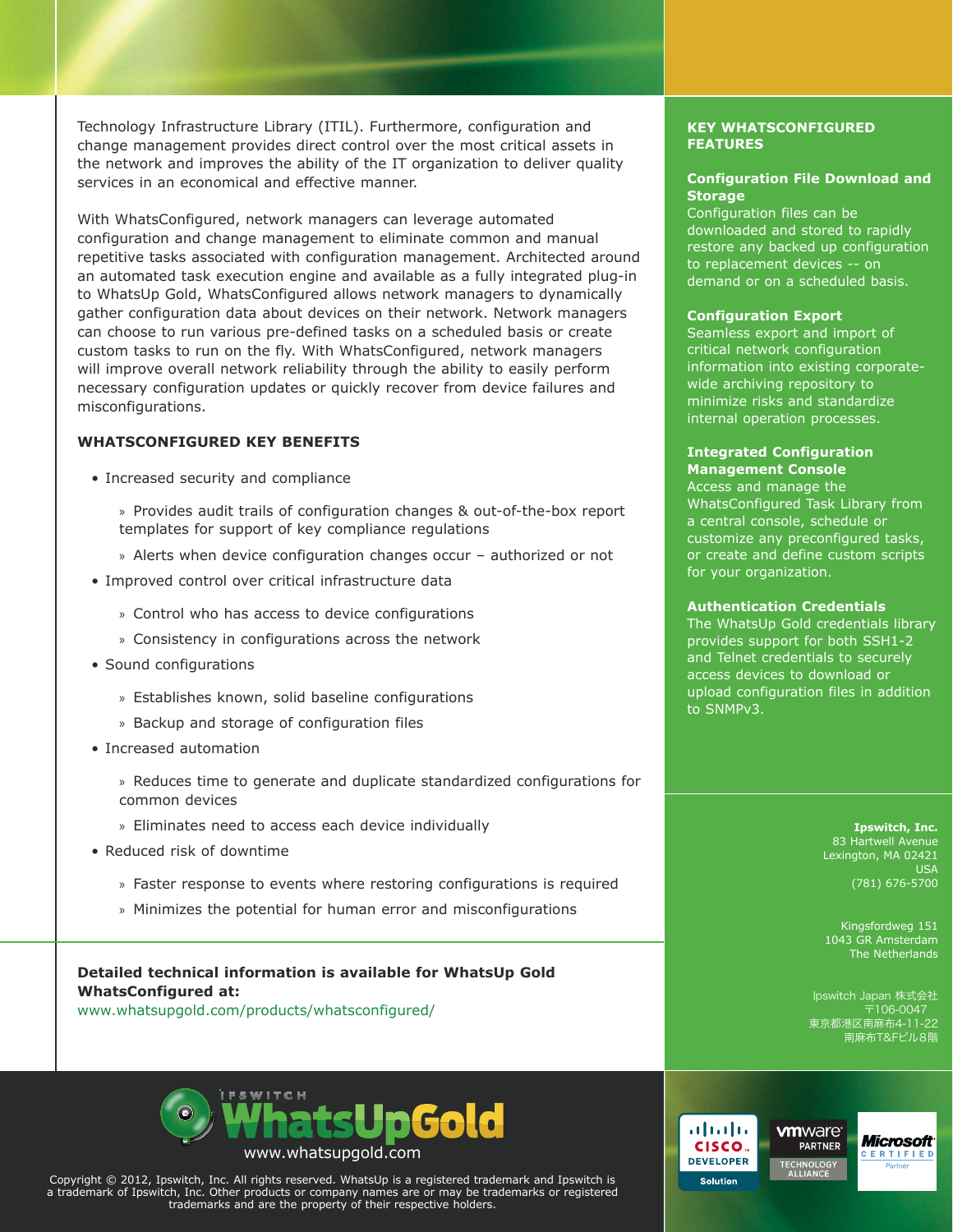Technology Infrastructure Library (ITIL). Furthermore, configuration and change management provides direct control over the most critical assets in the network and improves the ability of the IT organization to deliver quality services in an economical and effective manner.

With WhatsConfigured, network managers can leverage automated configuration and change management to eliminate common and manual repetitive tasks associated with configuration management. Architected around an automated task execution engine and available as a fully integrated plug-in to WhatsUp Gold, WhatsConfigured allows network managers to dynamically gather configuration data about devices on their network. Network managers can choose to run various pre-defined tasks on a scheduled basis or create custom tasks to run on the fly. With WhatsConfigured, network managers will improve overall network reliability through the ability to easily perform necessary configuration updates or quickly recover from device failures and misconfigurations.

**WHATSCONFIGURED KEY BENEFITS**

- Increased security and compliance
  - Provides audit trails of configuration changes & out-of-the-box report templates for support of key compliance regulations
  - Alerts when device configuration changes occur – authorized or not
- Improved control over critical infrastructure data
  - Control who has access to device configurations
  - Consistency in configurations across the network
- Sound configurations
  - Establishes known, solid baseline configurations
  - Backup and storage of configuration files
- Increased automation
  - Reduces time to generate and duplicate standardized configurations for common devices
  - Eliminates need to access each device individually
- Reduced risk of downtime
  - Faster response to events where restoring configurations is required
  - Minimizes the potential for human error and misconfigurations

**Detailed technical information is available for WhatsUp Gold WhatsConfigured at:**
www.whatsupgold.com/products/whatsconfigured/

**KEY WHATSCONFIGURED FEATURES**

**Configuration File Download and Storage**
Configuration files can be downloaded and stored to rapidly restore any backed up configuration to replacement devices -- on demand or on a scheduled basis.

**Configuration Export**
Seamless export and import of critical network configuration information into existing corporate-wide archiving repository to minimize risks and standardize internal operation processes.

**Integrated Configuration Management Console**
Access and manage the WhatsConfigured Task Library from a central console, schedule or customize any preconfigured tasks, or create and define custom scripts for your organization.

**Authentication Credentials**
The WhatsUp Gold credentials library provides support for both SSH1-2 and Telnet credentials to securely access devices to download or upload configuration files in addition to SNMPv3.

**Ipswitch, Inc.**
83 Hartwell Avenue
Lexington, MA 02421
USA
(781) 676-5700

Kingsfordweg 151
1043 GR Amsterdam
The Netherlands

Ipswitch Japan 株式会社
〒106-0047
東京都港区南麻布4-11-22
南麻布T&Fビル8階

IPSWITCH WhatsUpGold
www.whatsupgold.com

Copyright © 2012, Ipswitch, Inc. All rights reserved. WhatsUp is a registered trademark and Ipswitch is a trademark of Ipswitch, Inc. Other products or company names are or may be trademarks or registered trademarks and are the property of their respective holders.

CISCO DEVELOPER Solution | vmware PARTNER TECHNOLOGY ALLIANCE | Microsoft CERTIFIED Partner